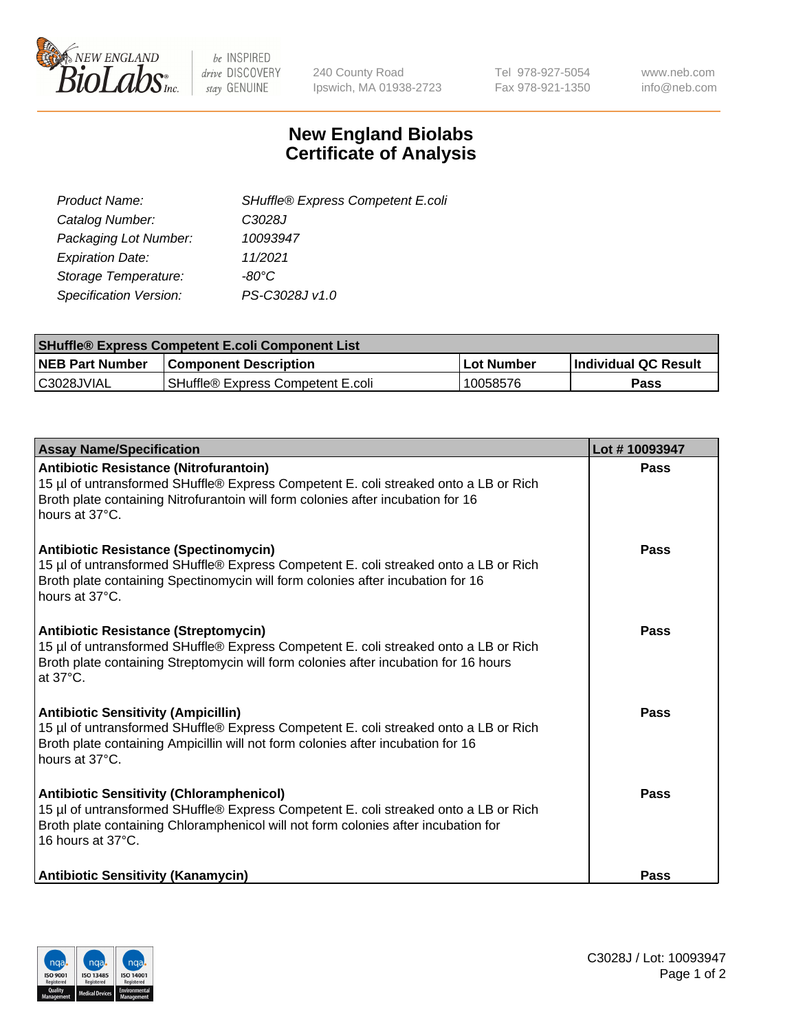# New England Biolabs Certificate of Analysis

New England BioLabs Inc. — be INSPIRED drive DISCOVERY stay GENUINE

240 County Road
Ipswich, MA 01938-2723

Tel 978-927-5054
Fax 978-921-1350

www.neb.com
info@neb.com

| | |
|---|---|
| *Product Name:* | *SHuffle® Express Competent E.coli* |
| *Catalog Number:* | *C3028J* |
| *Packaging Lot Number:* | *10093947* |
| *Expiration Date:* | *11/2021* |
| *Storage Temperature:* | *-80°C* |
| *Specification Version:* | *PS-C3028J v1.0* |

| SHuffle® Express Competent E.coli Component List | | | |
|---|---|---|---|
| **NEB Part Number** | **Component Description** | **Lot Number** | **Individual QC Result** |
| C3028JVIAL | SHuffle® Express Competent E.coli | 10058576 | **Pass** |

| Assay Name/Specification | Lot # 10093947 |
|---|---|
| **Antibiotic Resistance (Nitrofurantoin)**<br>15 µl of untransformed SHuffle® Express Competent E. coli streaked onto a LB or Rich Broth plate containing Nitrofurantoin will form colonies after incubation for 16 hours at 37°C. | **Pass** |
| **Antibiotic Resistance (Spectinomycin)**<br>15 µl of untransformed SHuffle® Express Competent E. coli streaked onto a LB or Rich Broth plate containing Spectinomycin will form colonies after incubation for 16 hours at 37°C. | **Pass** |
| **Antibiotic Resistance (Streptomycin)**<br>15 µl of untransformed SHuffle® Express Competent E. coli streaked onto a LB or Rich Broth plate containing Streptomycin will form colonies after incubation for 16 hours at 37°C. | **Pass** |
| **Antibiotic Sensitivity (Ampicillin)**<br>15 µl of untransformed SHuffle® Express Competent E. coli streaked onto a LB or Rich Broth plate containing Ampicillin will not form colonies after incubation for 16 hours at 37°C. | **Pass** |
| **Antibiotic Sensitivity (Chloramphenicol)**<br>15 µl of untransformed SHuffle® Express Competent E. coli streaked onto a LB or Rich Broth plate containing Chloramphenicol will not form colonies after incubation for 16 hours at 37°C. | **Pass** |
| **Antibiotic Sensitivity (Kanamycin)** | **Pass** |

C3028J / Lot: 10093947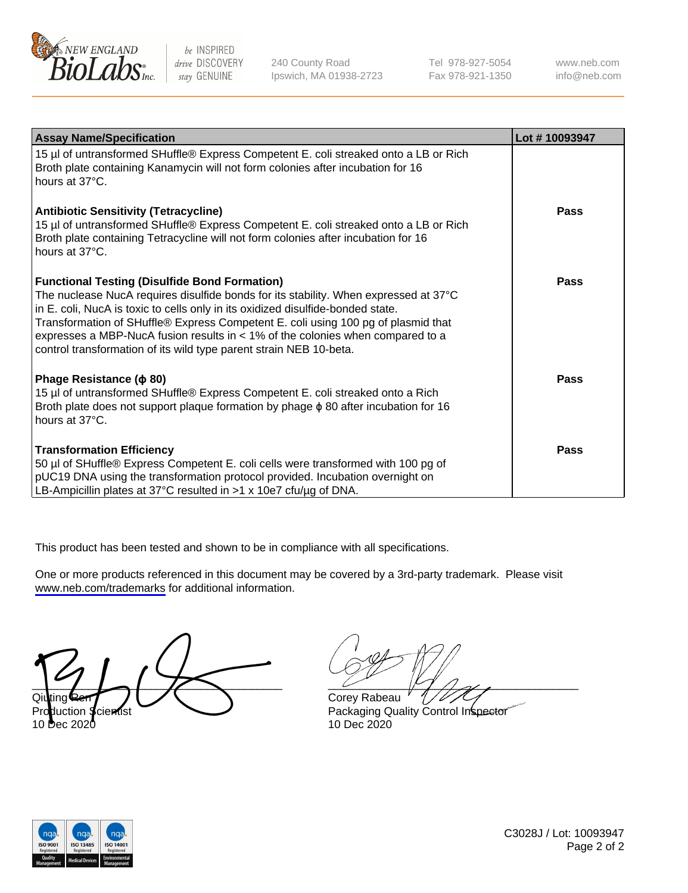| Assay Name/Specification | Lot # 10093947 |
|---|---|
| 15 µl of untransformed SHuffle® Express Competent E. coli streaked onto a LB or Rich Broth plate containing Kanamycin will not form colonies after incubation for 16 hours at 37°C. | |
| **Antibiotic Sensitivity (Tetracycline)** 15 µl of untransformed SHuffle® Express Competent E. coli streaked onto a LB or Rich Broth plate containing Tetracycline will not form colonies after incubation for 16 hours at 37°C. | **Pass** |
| **Functional Testing (Disulfide Bond Formation)** The nuclease NucA requires disulfide bonds for its stability. When expressed at 37°C in E. coli, NucA is toxic to cells only in its oxidized disulfide-bonded state. Transformation of SHuffle® Express Competent E. coli using 100 pg of plasmid that expresses a MBP-NucA fusion results in < 1% of the colonies when compared to a control transformation of its wild type parent strain NEB 10-beta. | **Pass** |
| **Phage Resistance (ϕ 80)** 15 µl of untransformed SHuffle® Express Competent E. coli streaked onto a Rich Broth plate does not support plaque formation by phage ϕ 80 after incubation for 16 hours at 37°C. | **Pass** |
| **Transformation Efficiency** 50 µl of SHuffle® Express Competent E. coli cells were transformed with 100 pg of pUC19 DNA using the transformation protocol provided. Incubation overnight on LB-Ampicillin plates at 37°C resulted in >1 x 10e7 cfu/µg of DNA. | **Pass** |

This product has been tested and shown to be in compliance with all specifications.

One or more products referenced in this document may be covered by a 3rd-party trademark. Please visit www.neb.com/trademarks for additional information.

Qiuting Ren
Production Scientist
10 Dec 2020

Corey Rabeau
Packaging Quality Control Inspector
10 Dec 2020

C3028J / Lot: 10093947